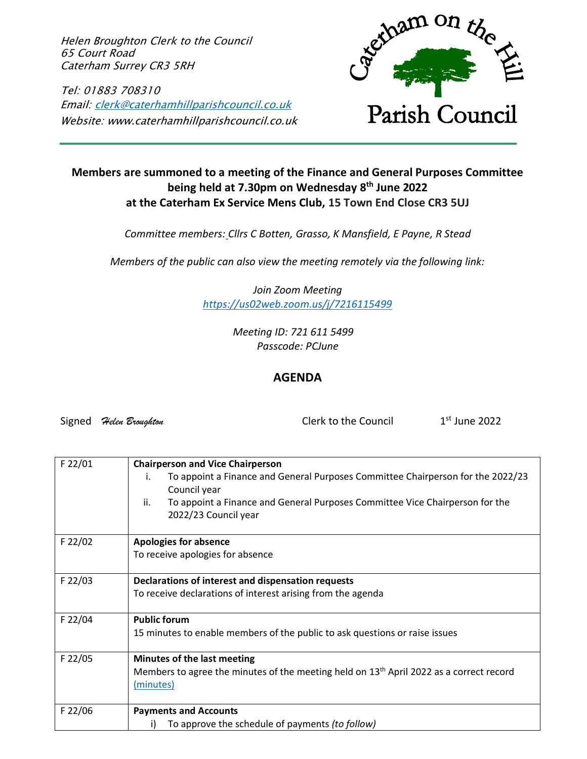Helen Broughton Clerk to the Council
65 Court Road
Caterham Surrey CR3 5RH

Tel: 01883 708310
Email: clerk@caterhamhillparishcouncil.co.uk
Website: www.caterhamhillparishcouncil.co.uk

Caterham on the Hill
Parish Council

**Members are summoned to a meeting of the Finance and General Purposes Committee being held at 7.30pm on Wednesday 8th June 2022 at the Caterham Ex Service Mens Club, 15 Town End Close CR3 5UJ**

*Committee members: Cllrs C Botten, Grasso, K Mansfield, E Payne, R Stead*

*Members of the public can also view the meeting remotely via the following link:*

*Join Zoom Meeting*
*https://us02web.zoom.us/j/7216115499*

*Meeting ID: 721 611 5499*
*Passcode: PCJune*

## AGENDA

Signed *Helen Broughton* Clerk to the Council 1st June 2022

| | |
|---|---|
| F 22/01 | **Chairperson and Vice Chairperson**<br>i. To appoint a Finance and General Purposes Committee Chairperson for the 2022/23 Council year<br>ii. To appoint a Finance and General Purposes Committee Vice Chairperson for the 2022/23 Council year |
| F 22/02 | **Apologies for absence**<br>To receive apologies for absence |
| F 22/03 | **Declarations of interest and dispensation requests**<br>To receive declarations of interest arising from the agenda |
| F 22/04 | **Public forum**<br>15 minutes to enable members of the public to ask questions or raise issues |
| F 22/05 | **Minutes of the last meeting**<br>Members to agree the minutes of the meeting held on 13th April 2022 as a correct record (minutes) |
| F 22/06 | **Payments and Accounts**<br>i) To approve the schedule of payments *(to follow)* |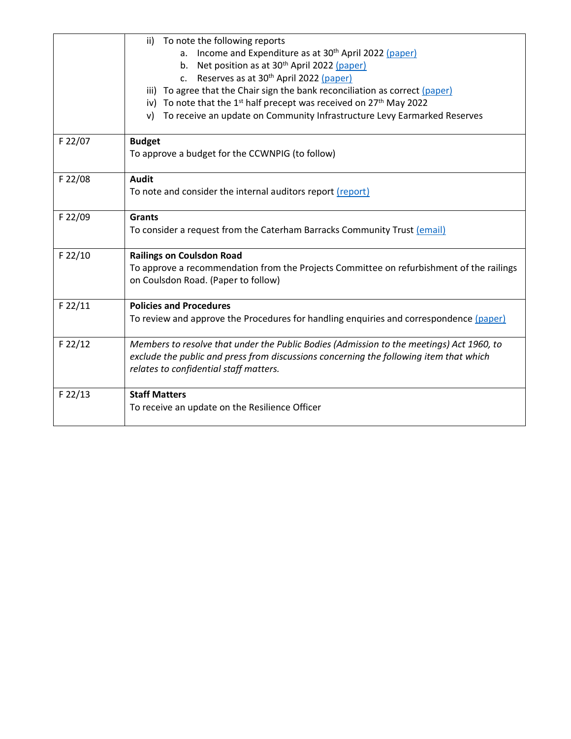| | |
|---|---|
| | ii) To note the following reports<br>a. Income and Expenditure as at 30th April 2022 (paper)<br>b. Net position as at 30th April 2022 (paper)<br>c. Reserves as at 30th April 2022 (paper)<br>iii) To agree that the Chair sign the bank reconciliation as correct (paper)<br>iv) To note that the 1st half precept was received on 27th May 2022<br>v) To receive an update on Community Infrastructure Levy Earmarked Reserves |
| F 22/07 | **Budget**<br>To approve a budget for the CCWNPIG (to follow) |
| F 22/08 | **Audit**<br>To note and consider the internal auditors report (report) |
| F 22/09 | **Grants**<br>To consider a request from the Caterham Barracks Community Trust (email) |
| F 22/10 | **Railings on Coulsdon Road**<br>To approve a recommendation from the Projects Committee on refurbishment of the railings on Coulsdon Road. (Paper to follow) |
| F 22/11 | **Policies and Procedures**<br>To review and approve the Procedures for handling enquiries and correspondence (paper) |
| F 22/12 | *Members to resolve that under the Public Bodies (Admission to the meetings) Act 1960, to exclude the public and press from discussions concerning the following item that which relates to confidential staff matters.* |
| F 22/13 | **Staff Matters**<br>To receive an update on the Resilience Officer |